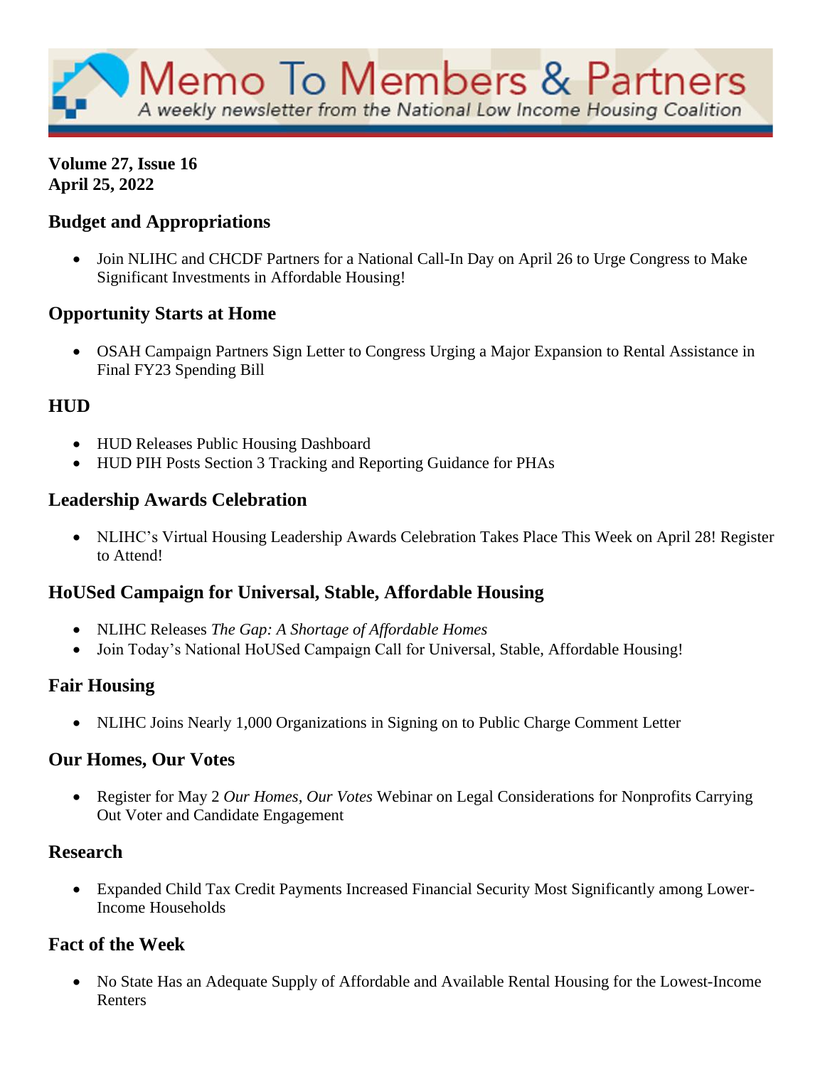# Memo To Members & Partners

*A weekly newsletter from the National Low Income Housing Coalition*

**Volume 27, Issue 16**
**April 25, 2022**

### Budget and Appropriations

- Join NLIHC and CHCDF Partners for a National Call-In Day on April 26 to Urge Congress to Make Significant Investments in Affordable Housing!

### Opportunity Starts at Home

- OSAH Campaign Partners Sign Letter to Congress Urging a Major Expansion to Rental Assistance in Final FY23 Spending Bill

### HUD

- HUD Releases Public Housing Dashboard
- HUD PIH Posts Section 3 Tracking and Reporting Guidance for PHAs

### Leadership Awards Celebration

- NLIHC's Virtual Housing Leadership Awards Celebration Takes Place This Week on April 28! Register to Attend!

### HoUSed Campaign for Universal, Stable, Affordable Housing

- NLIHC Releases *The Gap: A Shortage of Affordable Homes*
- Join Today's National HoUSed Campaign Call for Universal, Stable, Affordable Housing!

### Fair Housing

- NLIHC Joins Nearly 1,000 Organizations in Signing on to Public Charge Comment Letter

### Our Homes, Our Votes

- Register for May 2 *Our Homes, Our Votes* Webinar on Legal Considerations for Nonprofits Carrying Out Voter and Candidate Engagement

### Research

- Expanded Child Tax Credit Payments Increased Financial Security Most Significantly among Lower-Income Households

### Fact of the Week

- No State Has an Adequate Supply of Affordable and Available Rental Housing for the Lowest-Income Renters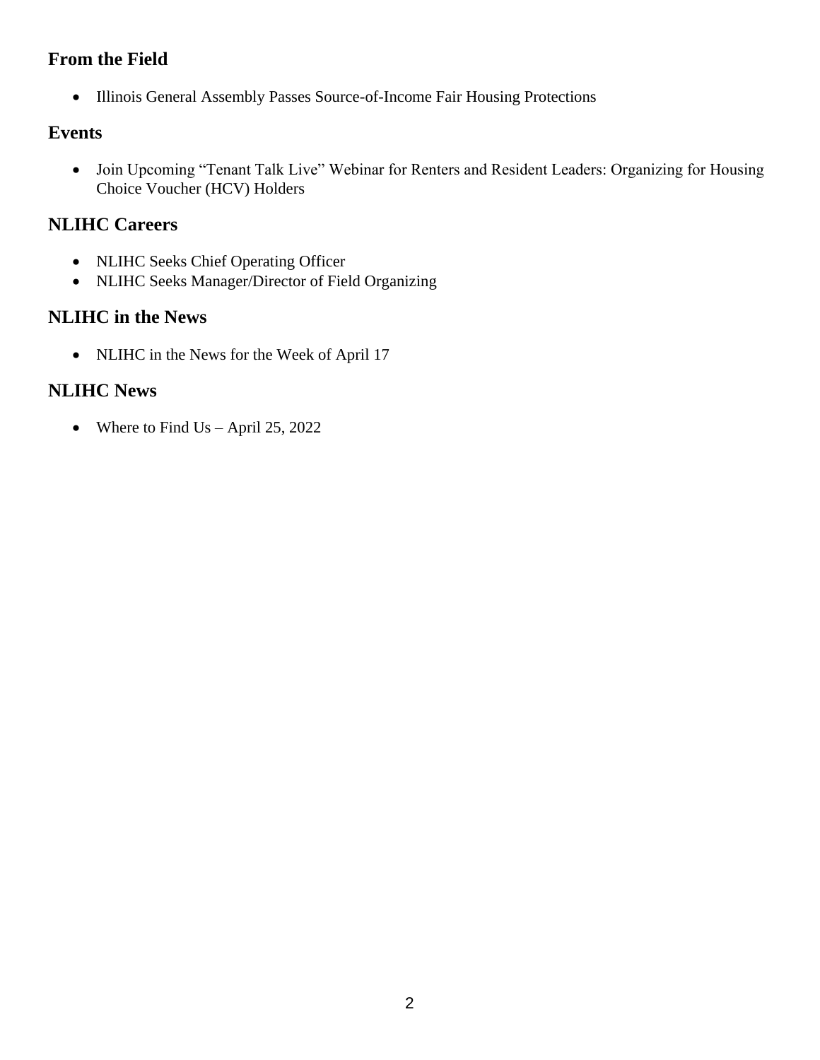## From the Field

- Illinois General Assembly Passes Source-of-Income Fair Housing Protections

## Events

- Join Upcoming "Tenant Talk Live" Webinar for Renters and Resident Leaders: Organizing for Housing Choice Voucher (HCV) Holders

## NLIHC Careers

- NLIHC Seeks Chief Operating Officer
- NLIHC Seeks Manager/Director of Field Organizing

## NLIHC in the News

- NLIHC in the News for the Week of April 17

## NLIHC News

- Where to Find Us – April 25, 2022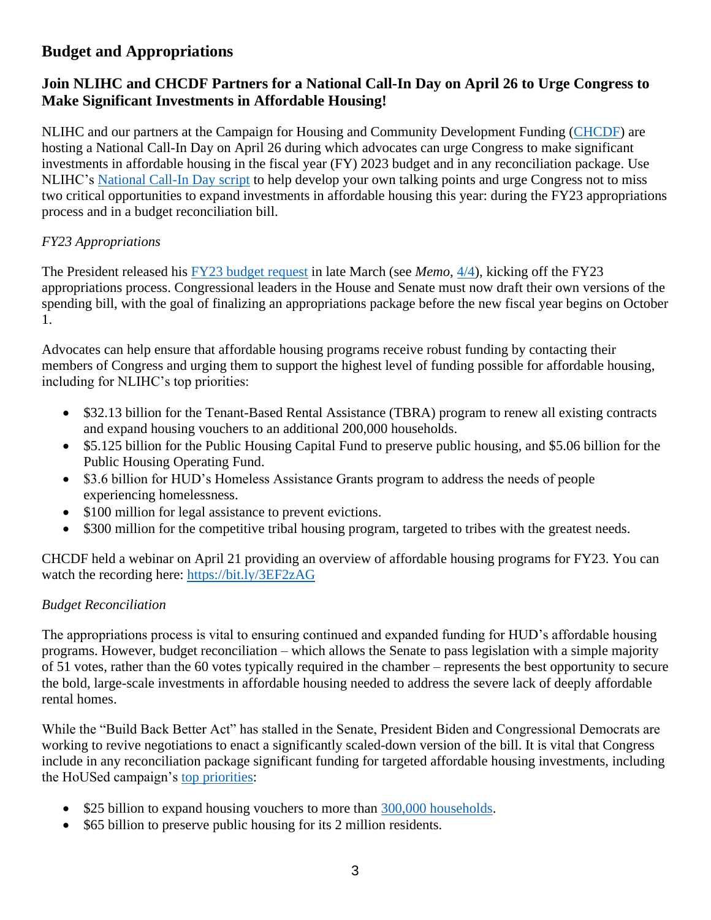## Budget and Appropriations

### Join NLIHC and CHCDF Partners for a National Call-In Day on April 26 to Urge Congress to Make Significant Investments in Affordable Housing!

NLIHC and our partners at the Campaign for Housing and Community Development Funding (CHCDF) are hosting a National Call-In Day on April 26 during which advocates can urge Congress to make significant investments in affordable housing in the fiscal year (FY) 2023 budget and in any reconciliation package. Use NLIHC's National Call-In Day script to help develop your own talking points and urge Congress not to miss two critical opportunities to expand investments in affordable housing this year: during the FY23 appropriations process and in a budget reconciliation bill.

*FY23 Appropriations*

The President released his FY23 budget request in late March (see *Memo*, 4/4), kicking off the FY23 appropriations process. Congressional leaders in the House and Senate must now draft their own versions of the spending bill, with the goal of finalizing an appropriations package before the new fiscal year begins on October 1.

Advocates can help ensure that affordable housing programs receive robust funding by contacting their members of Congress and urging them to support the highest level of funding possible for affordable housing, including for NLIHC's top priorities:

- $32.13 billion for the Tenant-Based Rental Assistance (TBRA) program to renew all existing contracts and expand housing vouchers to an additional 200,000 households.
- $5.125 billion for the Public Housing Capital Fund to preserve public housing, and $5.06 billion for the Public Housing Operating Fund.
- $3.6 billion for HUD's Homeless Assistance Grants program to address the needs of people experiencing homelessness.
- $100 million for legal assistance to prevent evictions.
- $300 million for the competitive tribal housing program, targeted to tribes with the greatest needs.

CHCDF held a webinar on April 21 providing an overview of affordable housing programs for FY23. You can watch the recording here: https://bit.ly/3EF2zAG

*Budget Reconciliation*

The appropriations process is vital to ensuring continued and expanded funding for HUD's affordable housing programs. However, budget reconciliation – which allows the Senate to pass legislation with a simple majority of 51 votes, rather than the 60 votes typically required in the chamber – represents the best opportunity to secure the bold, large-scale investments in affordable housing needed to address the severe lack of deeply affordable rental homes.

While the "Build Back Better Act" has stalled in the Senate, President Biden and Congressional Democrats are working to revive negotiations to enact a significantly scaled-down version of the bill. It is vital that Congress include in any reconciliation package significant funding for targeted affordable housing investments, including the HoUSed campaign's top priorities:

- $25 billion to expand housing vouchers to more than 300,000 households.
- $65 billion to preserve public housing for its 2 million residents.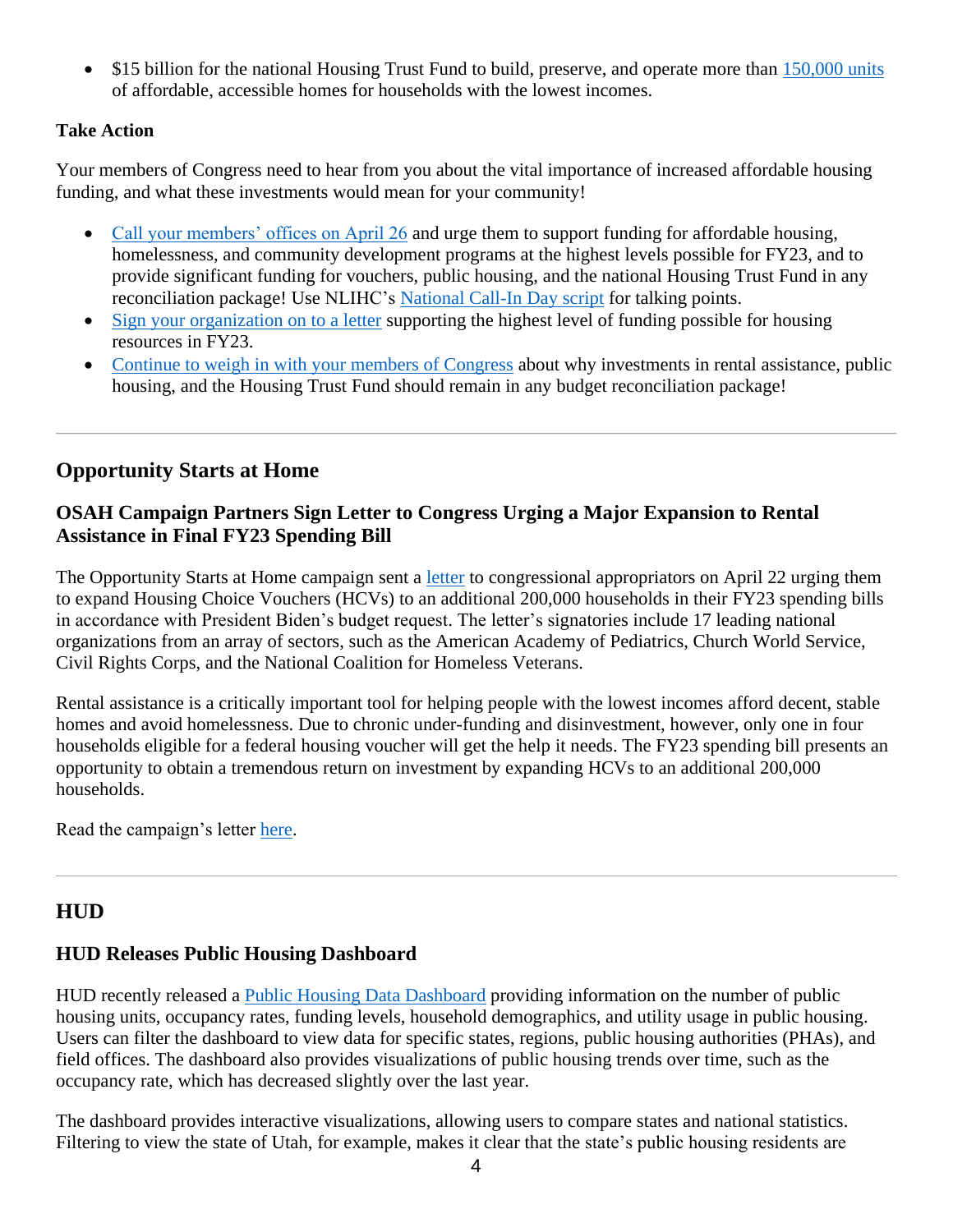- $15 billion for the national Housing Trust Fund to build, preserve, and operate more than 150,000 units of affordable, accessible homes for households with the lowest incomes.

**Take Action**

Your members of Congress need to hear from you about the vital importance of increased affordable housing funding, and what these investments would mean for your community!

- Call your members' offices on April 26 and urge them to support funding for affordable housing, homelessness, and community development programs at the highest levels possible for FY23, and to provide significant funding for vouchers, public housing, and the national Housing Trust Fund in any reconciliation package! Use NLIHC's National Call-In Day script for talking points.
- Sign your organization on to a letter supporting the highest level of funding possible for housing resources in FY23.
- Continue to weigh in with your members of Congress about why investments in rental assistance, public housing, and the Housing Trust Fund should remain in any budget reconciliation package!

---

## Opportunity Starts at Home

### OSAH Campaign Partners Sign Letter to Congress Urging a Major Expansion to Rental Assistance in Final FY23 Spending Bill

The Opportunity Starts at Home campaign sent a letter to congressional appropriators on April 22 urging them to expand Housing Choice Vouchers (HCVs) to an additional 200,000 households in their FY23 spending bills in accordance with President Biden's budget request. The letter's signatories include 17 leading national organizations from an array of sectors, such as the American Academy of Pediatrics, Church World Service, Civil Rights Corps, and the National Coalition for Homeless Veterans.

Rental assistance is a critically important tool for helping people with the lowest incomes afford decent, stable homes and avoid homelessness. Due to chronic under-funding and disinvestment, however, only one in four households eligible for a federal housing voucher will get the help it needs. The FY23 spending bill presents an opportunity to obtain a tremendous return on investment by expanding HCVs to an additional 200,000 households.

Read the campaign's letter here.

---

## HUD

### HUD Releases Public Housing Dashboard

HUD recently released a Public Housing Data Dashboard providing information on the number of public housing units, occupancy rates, funding levels, household demographics, and utility usage in public housing. Users can filter the dashboard to view data for specific states, regions, public housing authorities (PHAs), and field offices. The dashboard also provides visualizations of public housing trends over time, such as the occupancy rate, which has decreased slightly over the last year.

The dashboard provides interactive visualizations, allowing users to compare states and national statistics. Filtering to view the state of Utah, for example, makes it clear that the state's public housing residents are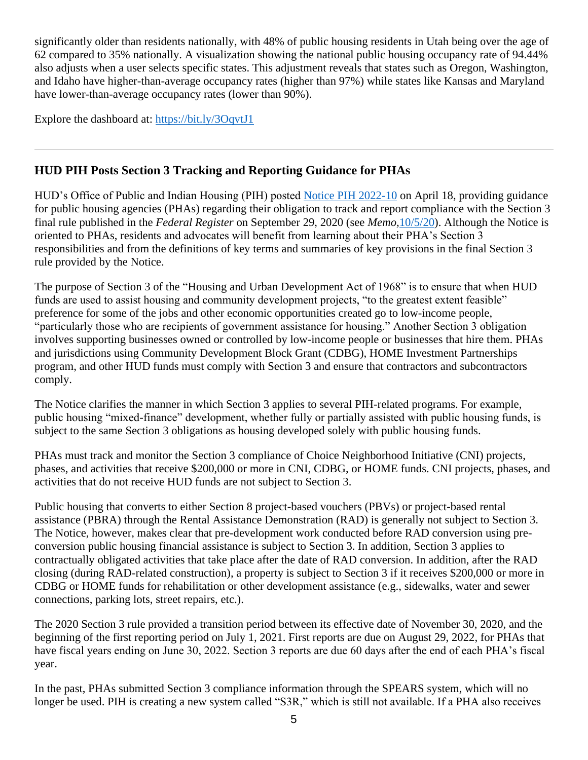significantly older than residents nationally, with 48% of public housing residents in Utah being over the age of 62 compared to 35% nationally. A visualization showing the national public housing occupancy rate of 94.44% also adjusts when a user selects specific states. This adjustment reveals that states such as Oregon, Washington, and Idaho have higher-than-average occupancy rates (higher than 97%) while states like Kansas and Maryland have lower-than-average occupancy rates (lower than 90%).

Explore the dashboard at: [https://bit.ly/3OqvtJ1](https://bit.ly/3OqvtJ1)

---

## HUD PIH Posts Section 3 Tracking and Reporting Guidance for PHAs

HUD's Office of Public and Indian Housing (PIH) posted [Notice PIH 2022-10](#) on April 18, providing guidance for public housing agencies (PHAs) regarding their obligation to track and report compliance with the Section 3 final rule published in the *Federal Register* on September 29, 2020 (see *Memo*, [10/5/20](#)). Although the Notice is oriented to PHAs, residents and advocates will benefit from learning about their PHA's Section 3 responsibilities and from the definitions of key terms and summaries of key provisions in the final Section 3 rule provided by the Notice.

The purpose of Section 3 of the "Housing and Urban Development Act of 1968" is to ensure that when HUD funds are used to assist housing and community development projects, "to the greatest extent feasible" preference for some of the jobs and other economic opportunities created go to low-income people, "particularly those who are recipients of government assistance for housing." Another Section 3 obligation involves supporting businesses owned or controlled by low-income people or businesses that hire them. PHAs and jurisdictions using Community Development Block Grant (CDBG), HOME Investment Partnerships program, and other HUD funds must comply with Section 3 and ensure that contractors and subcontractors comply.

The Notice clarifies the manner in which Section 3 applies to several PIH-related programs. For example, public housing "mixed-finance" development, whether fully or partially assisted with public housing funds, is subject to the same Section 3 obligations as housing developed solely with public housing funds.

PHAs must track and monitor the Section 3 compliance of Choice Neighborhood Initiative (CNI) projects, phases, and activities that receive $200,000 or more in CNI, CDBG, or HOME funds. CNI projects, phases, and activities that do not receive HUD funds are not subject to Section 3.

Public housing that converts to either Section 8 project-based vouchers (PBVs) or project-based rental assistance (PBRA) through the Rental Assistance Demonstration (RAD) is generally not subject to Section 3. The Notice, however, makes clear that pre-development work conducted before RAD conversion using pre-conversion public housing financial assistance is subject to Section 3. In addition, Section 3 applies to contractually obligated activities that take place after the date of RAD conversion. In addition, after the RAD closing (during RAD-related construction), a property is subject to Section 3 if it receives $200,000 or more in CDBG or HOME funds for rehabilitation or other development assistance (e.g., sidewalks, water and sewer connections, parking lots, street repairs, etc.).

The 2020 Section 3 rule provided a transition period between its effective date of November 30, 2020, and the beginning of the first reporting period on July 1, 2021. First reports are due on August 29, 2022, for PHAs that have fiscal years ending on June 30, 2022. Section 3 reports are due 60 days after the end of each PHA's fiscal year.

In the past, PHAs submitted Section 3 compliance information through the SPEARS system, which will no longer be used. PIH is creating a new system called "S3R," which is still not available. If a PHA also receives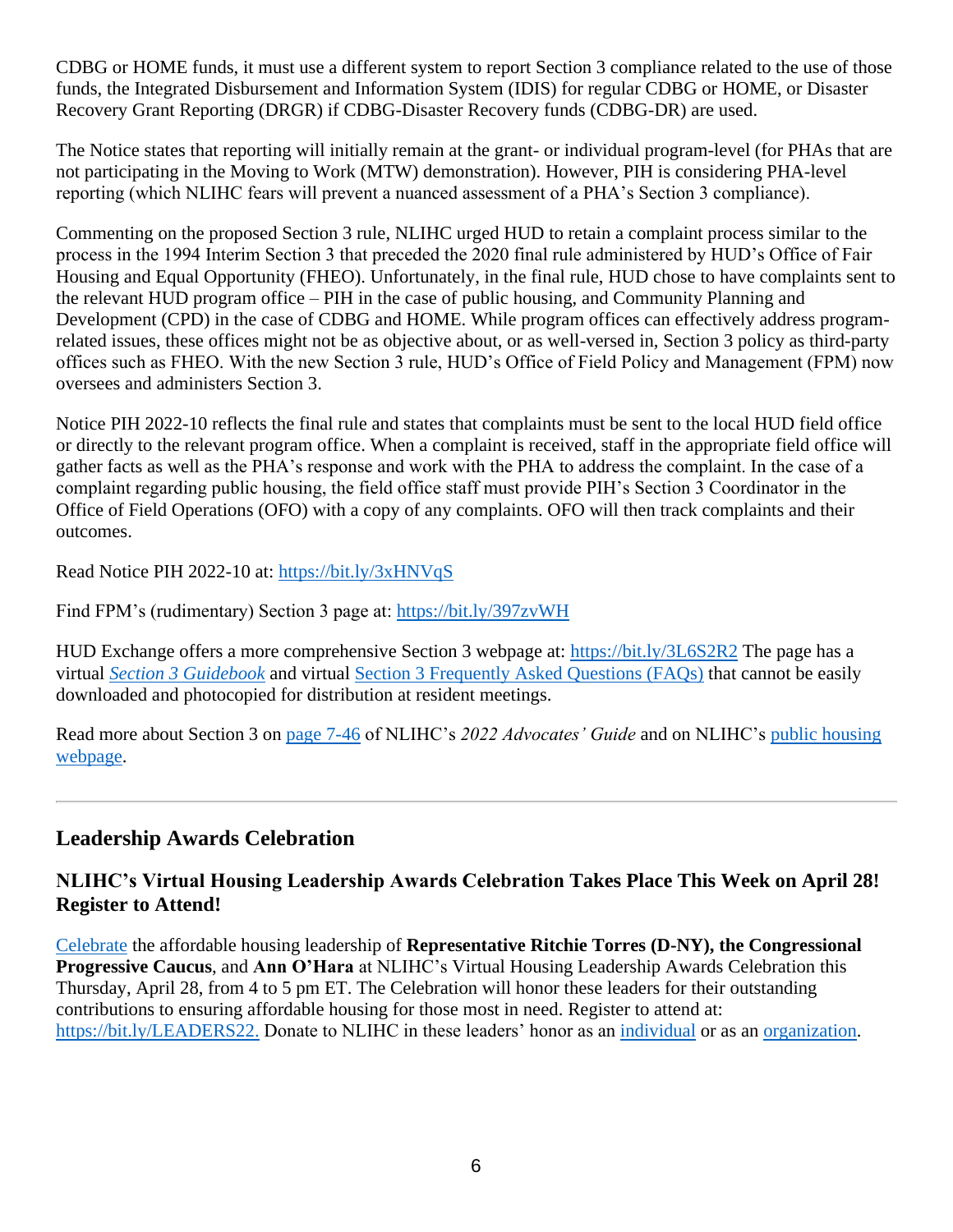CDBG or HOME funds, it must use a different system to report Section 3 compliance related to the use of those funds, the Integrated Disbursement and Information System (IDIS) for regular CDBG or HOME, or Disaster Recovery Grant Reporting (DRGR) if CDBG-Disaster Recovery funds (CDBG-DR) are used.

The Notice states that reporting will initially remain at the grant- or individual program-level (for PHAs that are not participating in the Moving to Work (MTW) demonstration). However, PIH is considering PHA-level reporting (which NLIHC fears will prevent a nuanced assessment of a PHA's Section 3 compliance).

Commenting on the proposed Section 3 rule, NLIHC urged HUD to retain a complaint process similar to the process in the 1994 Interim Section 3 that preceded the 2020 final rule administered by HUD's Office of Fair Housing and Equal Opportunity (FHEO). Unfortunately, in the final rule, HUD chose to have complaints sent to the relevant HUD program office – PIH in the case of public housing, and Community Planning and Development (CPD) in the case of CDBG and HOME. While program offices can effectively address program-related issues, these offices might not be as objective about, or as well-versed in, Section 3 policy as third-party offices such as FHEO. With the new Section 3 rule, HUD's Office of Field Policy and Management (FPM) now oversees and administers Section 3.

Notice PIH 2022-10 reflects the final rule and states that complaints must be sent to the local HUD field office or directly to the relevant program office. When a complaint is received, staff in the appropriate field office will gather facts as well as the PHA's response and work with the PHA to address the complaint. In the case of a complaint regarding public housing, the field office staff must provide PIH's Section 3 Coordinator in the Office of Field Operations (OFO) with a copy of any complaints. OFO will then track complaints and their outcomes.

Read Notice PIH 2022-10 at: https://bit.ly/3xHNVqS

Find FPM's (rudimentary) Section 3 page at: https://bit.ly/397zvWH

HUD Exchange offers a more comprehensive Section 3 webpage at: https://bit.ly/3L6S2R2 The page has a virtual *Section 3 Guidebook* and virtual Section 3 Frequently Asked Questions (FAQs) that cannot be easily downloaded and photocopied for distribution at resident meetings.

Read more about Section 3 on page 7-46 of NLIHC's *2022 Advocates' Guide* and on NLIHC's public housing webpage.

---

## Leadership Awards Celebration

### NLIHC's Virtual Housing Leadership Awards Celebration Takes Place This Week on April 28! Register to Attend!

Celebrate the affordable housing leadership of **Representative Ritchie Torres (D-NY), the Congressional Progressive Caucus**, and **Ann O'Hara** at NLIHC's Virtual Housing Leadership Awards Celebration this Thursday, April 28, from 4 to 5 pm ET. The Celebration will honor these leaders for their outstanding contributions to ensuring affordable housing for those most in need. Register to attend at: https://bit.ly/LEADERS22. Donate to NLIHC in these leaders' honor as an individual or as an organization.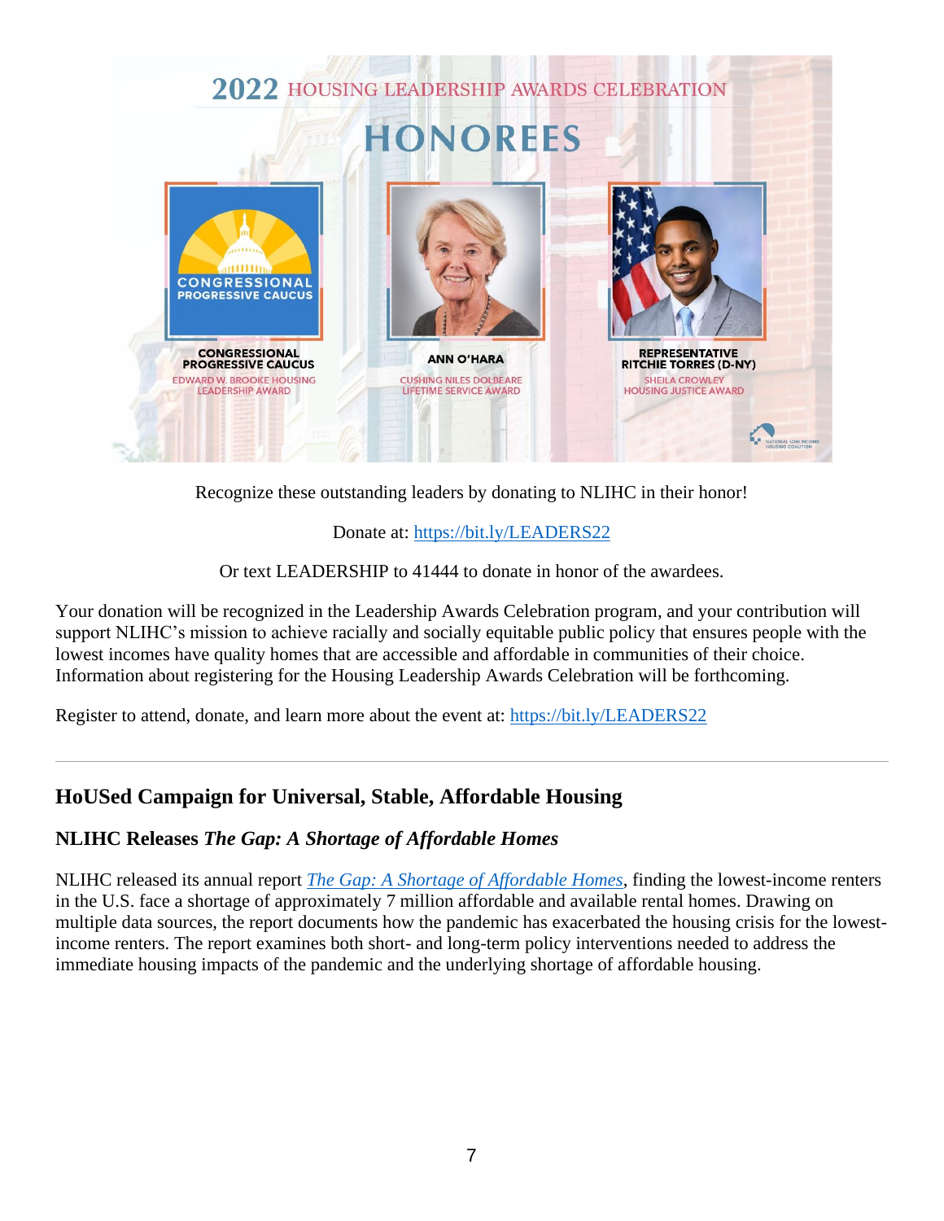2022 HOUSING LEADERSHIP AWARDS CELEBRATION

HONOREES

**CONGRESSIONAL PROGRESSIVE CAUCUS**
EDWARD W. BROOKE HOUSING LEADERSHIP AWARD

**ANN O'HARA**
CUSHING NILES DOLBEARE LIFETIME SERVICE AWARD

**REPRESENTATIVE RITCHIE TORRES (D-NY)**
SHEILA CROWLEY HOUSING JUSTICE AWARD

Recognize these outstanding leaders by donating to NLIHC in their honor!

Donate at: https://bit.ly/LEADERS22

Or text LEADERSHIP to 41444 to donate in honor of the awardees.

Your donation will be recognized in the Leadership Awards Celebration program, and your contribution will support NLIHC's mission to achieve racially and socially equitable public policy that ensures people with the lowest incomes have quality homes that are accessible and affordable in communities of their choice. Information about registering for the Housing Leadership Awards Celebration will be forthcoming.

Register to attend, donate, and learn more about the event at: https://bit.ly/LEADERS22

---

## HoUSed Campaign for Universal, Stable, Affordable Housing

### NLIHC Releases *The Gap: A Shortage of Affordable Homes*

NLIHC released its annual report *The Gap: A Shortage of Affordable Homes*, finding the lowest-income renters in the U.S. face a shortage of approximately 7 million affordable and available rental homes. Drawing on multiple data sources, the report documents how the pandemic has exacerbated the housing crisis for the lowest-income renters. The report examines both short- and long-term policy interventions needed to address the immediate housing impacts of the pandemic and the underlying shortage of affordable housing.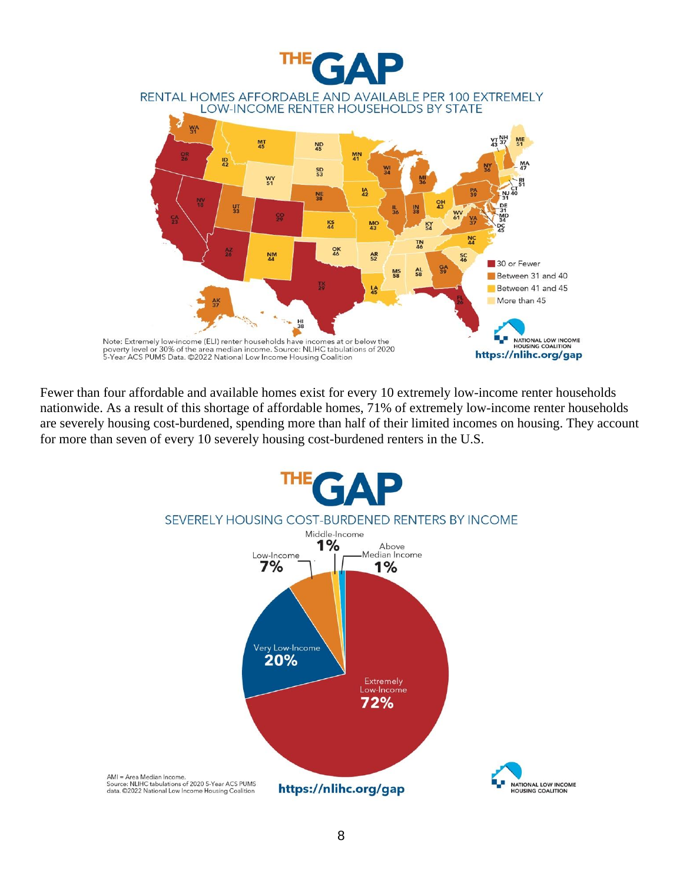# THE GAP

RENTAL HOMES AFFORDABLE AND AVAILABLE PER 100 EXTREMELY LOW-INCOME RENTER HOUSEHOLDS BY STATE

| State | Homes per 100 | State | Homes per 100 |
|---|---|---|---|
| WA | 31 | OR | 26 |
| CA | 23 | NV | 18 |
| ID | 42 | MT | 45 |
| WY | 51 | UT | 33 |
| AZ | 26 | CO | 29 |
| NM | 44 | ND | 45 |
| SD | 53 | NE | 38 |
| KS | 44 | OK | 46 |
| TX | 29 | MN | 41 |
| IA | 42 | MO | 43 |
| AR | 52 | LA | 45 |
| WI | 34 | IL | 36 |
| MI | 36 | IN | 38 |
| OH | 43 | KY | 54 |
| TN | 46 | MS | 58 |
| AL | 58 | GA | 39 |
| FL | 26 | SC | 46 |
| NC | 44 | VA | 37 |
| WV | 61 | PA | 39 |
| NY | 36 | VT | 43 |
| NH | 37 | ME | 51 |
| MA | 47 | RI | 51 |
| CT | 31 | NJ | 40 |
| DE | 31 | MD | 34 |
| DC | 45 | AK | 37 |
| HI | 38 | | |

Legend: 30 or Fewer; Between 31 and 40; Between 41 and 45; More than 45

Note: Extremely low-income (ELI) renter households have incomes at or below the poverty level or 30% of the area median income. Source: NLIHC tabulations of 2020 5-Year ACS PUMS Data. ©2022 National Low Income Housing Coalition

NATIONAL LOW INCOME HOUSING COALITION https://nlihc.org/gap

Fewer than four affordable and available homes exist for every 10 extremely low-income renter households nationwide. As a result of this shortage of affordable homes, 71% of extremely low-income renter households are severely housing cost-burdened, spending more than half of their limited incomes on housing. They account for more than seven of every 10 severely housing cost-burdened renters in the U.S.

# THE GAP

SEVERELY HOUSING COST-BURDENED RENTERS BY INCOME

| Income Group | Share |
|---|---|
| Extremely Low-Income | 72% |
| Very Low-Income | 20% |
| Low-Income | 7% |
| Middle-Income | 1% |
| Above Median Income | 1% |

AMI = Area Median Income.
Source: NLIHC tabulations of 2020 5-Year ACS PUMS data. ©2022 National Low Income Housing Coalition

https://nlihc.org/gap NATIONAL LOW INCOME HOUSING COALITION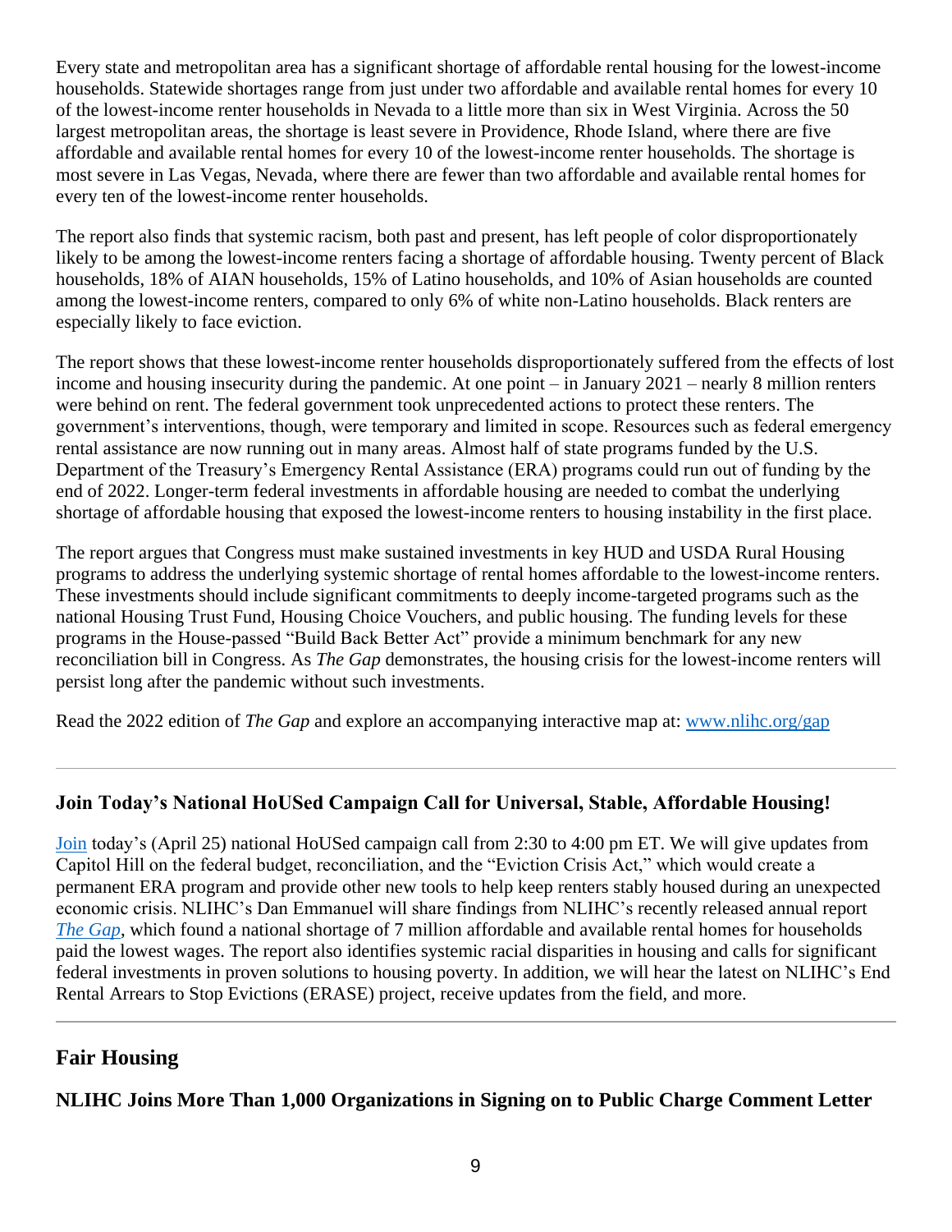Every state and metropolitan area has a significant shortage of affordable rental housing for the lowest-income households. Statewide shortages range from just under two affordable and available rental homes for every 10 of the lowest-income renter households in Nevada to a little more than six in West Virginia. Across the 50 largest metropolitan areas, the shortage is least severe in Providence, Rhode Island, where there are five affordable and available rental homes for every 10 of the lowest-income renter households. The shortage is most severe in Las Vegas, Nevada, where there are fewer than two affordable and available rental homes for every ten of the lowest-income renter households.

The report also finds that systemic racism, both past and present, has left people of color disproportionately likely to be among the lowest-income renters facing a shortage of affordable housing. Twenty percent of Black households, 18% of AIAN households, 15% of Latino households, and 10% of Asian households are counted among the lowest-income renters, compared to only 6% of white non-Latino households. Black renters are especially likely to face eviction.

The report shows that these lowest-income renter households disproportionately suffered from the effects of lost income and housing insecurity during the pandemic. At one point – in January 2021 – nearly 8 million renters were behind on rent. The federal government took unprecedented actions to protect these renters. The government's interventions, though, were temporary and limited in scope. Resources such as federal emergency rental assistance are now running out in many areas. Almost half of state programs funded by the U.S. Department of the Treasury's Emergency Rental Assistance (ERA) programs could run out of funding by the end of 2022. Longer-term federal investments in affordable housing are needed to combat the underlying shortage of affordable housing that exposed the lowest-income renters to housing instability in the first place.

The report argues that Congress must make sustained investments in key HUD and USDA Rural Housing programs to address the underlying systemic shortage of rental homes affordable to the lowest-income renters. These investments should include significant commitments to deeply income-targeted programs such as the national Housing Trust Fund, Housing Choice Vouchers, and public housing. The funding levels for these programs in the House-passed "Build Back Better Act" provide a minimum benchmark for any new reconciliation bill in Congress. As *The Gap* demonstrates, the housing crisis for the lowest-income renters will persist long after the pandemic without such investments.

Read the 2022 edition of *The Gap* and explore an accompanying interactive map at: [www.nlihc.org/gap](www.nlihc.org/gap)

---

### Join Today's National HoUSed Campaign Call for Universal, Stable, Affordable Housing!

[Join](Join) today's (April 25) national HoUSed campaign call from 2:30 to 4:00 pm ET. We will give updates from Capitol Hill on the federal budget, reconciliation, and the "Eviction Crisis Act," which would create a permanent ERA program and provide other new tools to help keep renters stably housed during an unexpected economic crisis. NLIHC's Dan Emmanuel will share findings from NLIHC's recently released annual report [*The Gap*](The Gap), which found a national shortage of 7 million affordable and available rental homes for households paid the lowest wages. The report also identifies systemic racial disparities in housing and calls for significant federal investments in proven solutions to housing poverty. In addition, we will hear the latest on NLIHC's End Rental Arrears to Stop Evictions (ERASE) project, receive updates from the field, and more.

---

## Fair Housing

### NLIHC Joins More Than 1,000 Organizations in Signing on to Public Charge Comment Letter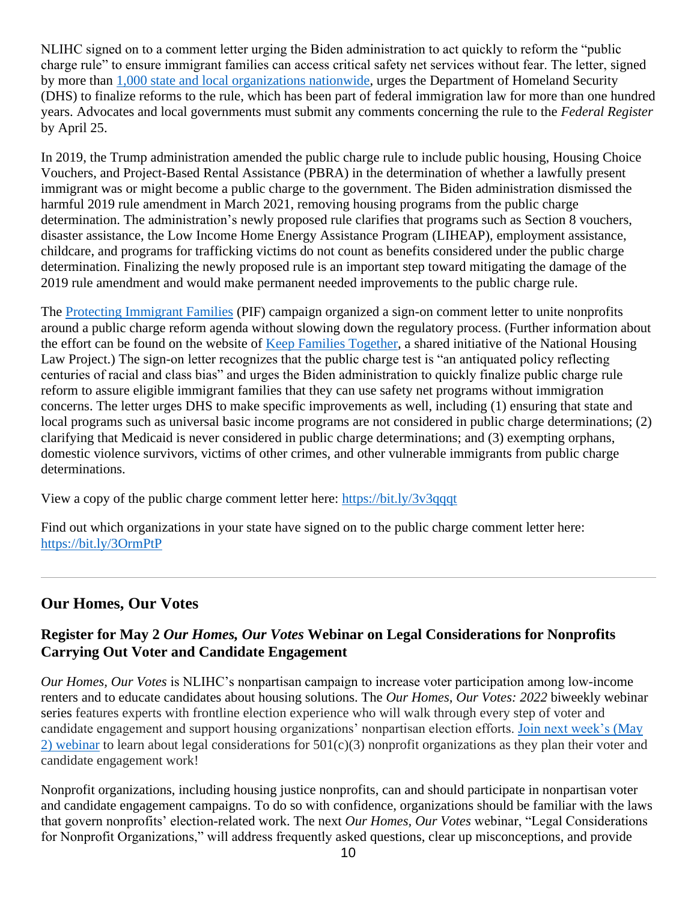NLIHC signed on to a comment letter urging the Biden administration to act quickly to reform the "public charge rule" to ensure immigrant families can access critical safety net services without fear. The letter, signed by more than [1,000 state and local organizations nationwide](), urges the Department of Homeland Security (DHS) to finalize reforms to the rule, which has been part of federal immigration law for more than one hundred years. Advocates and local governments must submit any comments concerning the rule to the *Federal Register* by April 25.

In 2019, the Trump administration amended the public charge rule to include public housing, Housing Choice Vouchers, and Project-Based Rental Assistance (PBRA) in the determination of whether a lawfully present immigrant was or might become a public charge to the government. The Biden administration dismissed the harmful 2019 rule amendment in March 2021, removing housing programs from the public charge determination. The administration's newly proposed rule clarifies that programs such as Section 8 vouchers, disaster assistance, the Low Income Home Energy Assistance Program (LIHEAP), employment assistance, childcare, and programs for trafficking victims do not count as benefits considered under the public charge determination. Finalizing the newly proposed rule is an important step toward mitigating the damage of the 2019 rule amendment and would make permanent needed improvements to the public charge rule.

The [Protecting Immigrant Families]() (PIF) campaign organized a sign-on comment letter to unite nonprofits around a public charge reform agenda without slowing down the regulatory process. (Further information about the effort can be found on the website of [Keep Families Together](), a shared initiative of the National Housing Law Project.) The sign-on letter recognizes that the public charge test is "an antiquated policy reflecting centuries of racial and class bias" and urges the Biden administration to quickly finalize public charge rule reform to assure eligible immigrant families that they can use safety net programs without immigration concerns. The letter urges DHS to make specific improvements as well, including (1) ensuring that state and local programs such as universal basic income programs are not considered in public charge determinations; (2) clarifying that Medicaid is never considered in public charge determinations; and (3) exempting orphans, domestic violence survivors, victims of other crimes, and other vulnerable immigrants from public charge determinations.

View a copy of the public charge comment letter here: https://bit.ly/3v3qqqt

Find out which organizations in your state have signed on to the public charge comment letter here: https://bit.ly/3OrmPtP

---

## Our Homes, Our Votes

### Register for May 2 *Our Homes, Our Votes* Webinar on Legal Considerations for Nonprofits Carrying Out Voter and Candidate Engagement

*Our Homes, Our Votes* is NLIHC's nonpartisan campaign to increase voter participation among low-income renters and to educate candidates about housing solutions. The *Our Homes, Our Votes: 2022* biweekly webinar series features experts with frontline election experience who will walk through every step of voter and candidate engagement and support housing organizations' nonpartisan election efforts. [Join next week's (May 2) webinar]() to learn about legal considerations for 501(c)(3) nonprofit organizations as they plan their voter and candidate engagement work!

Nonprofit organizations, including housing justice nonprofits, can and should participate in nonpartisan voter and candidate engagement campaigns. To do so with confidence, organizations should be familiar with the laws that govern nonprofits' election-related work. The next *Our Homes, Our Votes* webinar, "Legal Considerations for Nonprofit Organizations," will address frequently asked questions, clear up misconceptions, and provide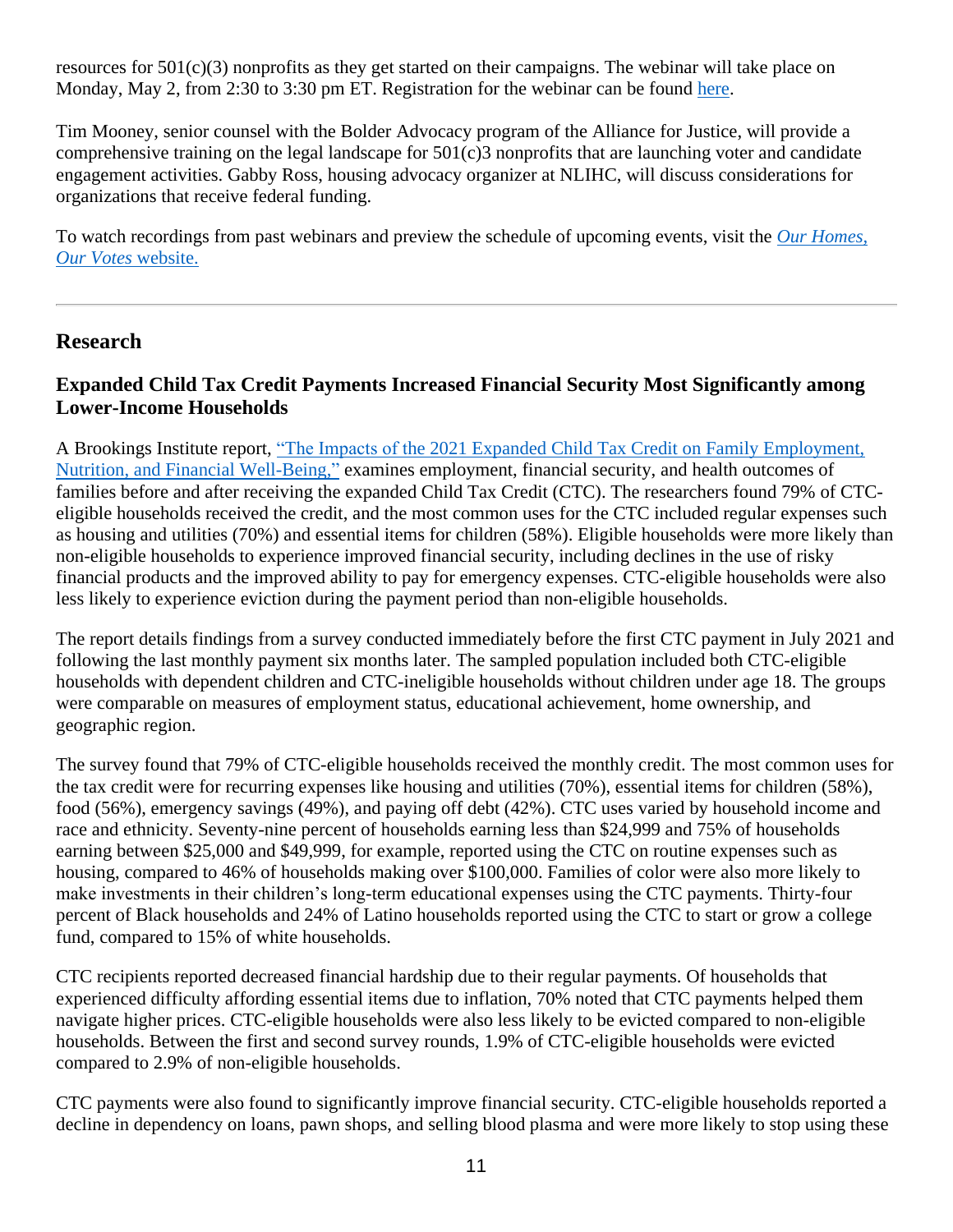resources for 501(c)(3) nonprofits as they get started on their campaigns. The webinar will take place on Monday, May 2, from 2:30 to 3:30 pm ET. Registration for the webinar can be found here.

Tim Mooney, senior counsel with the Bolder Advocacy program of the Alliance for Justice, will provide a comprehensive training on the legal landscape for 501(c)3 nonprofits that are launching voter and candidate engagement activities. Gabby Ross, housing advocacy organizer at NLIHC, will discuss considerations for organizations that receive federal funding.

To watch recordings from past webinars and preview the schedule of upcoming events, visit the *Our Homes, Our Votes* website.

---

## Research

### Expanded Child Tax Credit Payments Increased Financial Security Most Significantly among Lower-Income Households

A Brookings Institute report, "The Impacts of the 2021 Expanded Child Tax Credit on Family Employment, Nutrition, and Financial Well-Being," examines employment, financial security, and health outcomes of families before and after receiving the expanded Child Tax Credit (CTC). The researchers found 79% of CTC-eligible households received the credit, and the most common uses for the CTC included regular expenses such as housing and utilities (70%) and essential items for children (58%). Eligible households were more likely than non-eligible households to experience improved financial security, including declines in the use of risky financial products and the improved ability to pay for emergency expenses. CTC-eligible households were also less likely to experience eviction during the payment period than non-eligible households.

The report details findings from a survey conducted immediately before the first CTC payment in July 2021 and following the last monthly payment six months later. The sampled population included both CTC-eligible households with dependent children and CTC-ineligible households without children under age 18. The groups were comparable on measures of employment status, educational achievement, home ownership, and geographic region.

The survey found that 79% of CTC-eligible households received the monthly credit. The most common uses for the tax credit were for recurring expenses like housing and utilities (70%), essential items for children (58%), food (56%), emergency savings (49%), and paying off debt (42%). CTC uses varied by household income and race and ethnicity. Seventy-nine percent of households earning less than $24,999 and 75% of households earning between $25,000 and $49,999, for example, reported using the CTC on routine expenses such as housing, compared to 46% of households making over $100,000. Families of color were also more likely to make investments in their children's long-term educational expenses using the CTC payments. Thirty-four percent of Black households and 24% of Latino households reported using the CTC to start or grow a college fund, compared to 15% of white households.

CTC recipients reported decreased financial hardship due to their regular payments. Of households that experienced difficulty affording essential items due to inflation, 70% noted that CTC payments helped them navigate higher prices. CTC-eligible households were also less likely to be evicted compared to non-eligible households. Between the first and second survey rounds, 1.9% of CTC-eligible households were evicted compared to 2.9% of non-eligible households.

CTC payments were also found to significantly improve financial security. CTC-eligible households reported a decline in dependency on loans, pawn shops, and selling blood plasma and were more likely to stop using these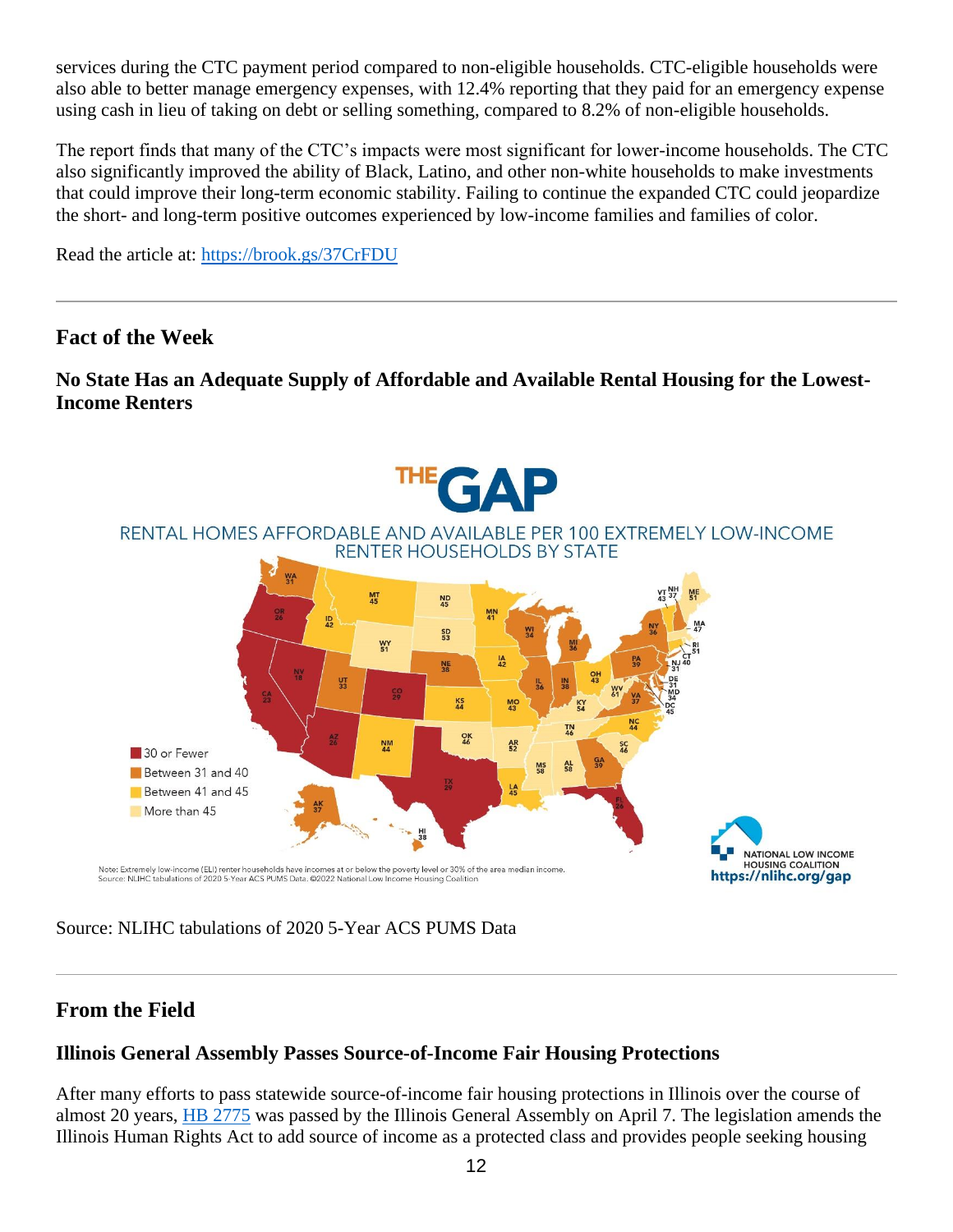services during the CTC payment period compared to non-eligible households. CTC-eligible households were also able to better manage emergency expenses, with 12.4% reporting that they paid for an emergency expense using cash in lieu of taking on debt or selling something, compared to 8.2% of non-eligible households.

The report finds that many of the CTC's impacts were most significant for lower-income households. The CTC also significantly improved the ability of Black, Latino, and other non-white households to make investments that could improve their long-term economic stability. Failing to continue the expanded CTC could jeopardize the short- and long-term positive outcomes experienced by low-income families and families of color.

Read the article at: https://brook.gs/37CrFDU

---

## Fact of the Week

### No State Has an Adequate Supply of Affordable and Available Rental Housing for the Lowest-Income Renters

Source: NLIHC tabulations of 2020 5-Year ACS PUMS Data

---

## From the Field

### Illinois General Assembly Passes Source-of-Income Fair Housing Protections

After many efforts to pass statewide source-of-income fair housing protections in Illinois over the course of almost 20 years, HB 2775 was passed by the Illinois General Assembly on April 7. The legislation amends the Illinois Human Rights Act to add source of income as a protected class and provides people seeking housing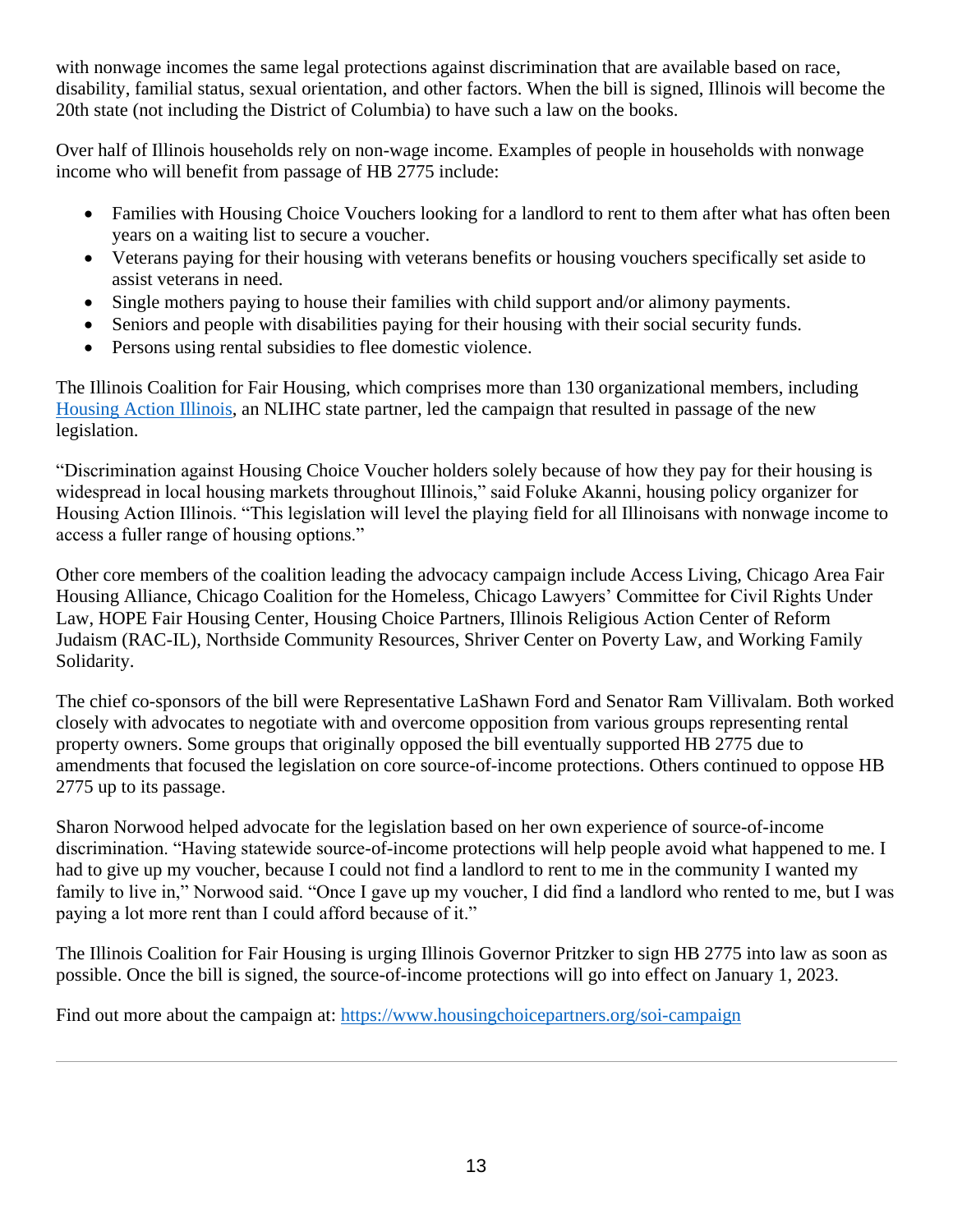with nonwage incomes the same legal protections against discrimination that are available based on race, disability, familial status, sexual orientation, and other factors. When the bill is signed, Illinois will become the 20th state (not including the District of Columbia) to have such a law on the books.

Over half of Illinois households rely on non-wage income. Examples of people in households with nonwage income who will benefit from passage of HB 2775 include:

- Families with Housing Choice Vouchers looking for a landlord to rent to them after what has often been years on a waiting list to secure a voucher.
- Veterans paying for their housing with veterans benefits or housing vouchers specifically set aside to assist veterans in need.
- Single mothers paying to house their families with child support and/or alimony payments.
- Seniors and people with disabilities paying for their housing with their social security funds.
- Persons using rental subsidies to flee domestic violence.

The Illinois Coalition for Fair Housing, which comprises more than 130 organizational members, including [Housing Action Illinois](), an NLIHC state partner, led the campaign that resulted in passage of the new legislation.

"Discrimination against Housing Choice Voucher holders solely because of how they pay for their housing is widespread in local housing markets throughout Illinois," said Foluke Akanni, housing policy organizer for Housing Action Illinois. "This legislation will level the playing field for all Illinoisans with nonwage income to access a fuller range of housing options."

Other core members of the coalition leading the advocacy campaign include Access Living, Chicago Area Fair Housing Alliance, Chicago Coalition for the Homeless, Chicago Lawyers' Committee for Civil Rights Under Law, HOPE Fair Housing Center, Housing Choice Partners, Illinois Religious Action Center of Reform Judaism (RAC-IL), Northside Community Resources, Shriver Center on Poverty Law, and Working Family Solidarity.

The chief co-sponsors of the bill were Representative LaShawn Ford and Senator Ram Villivalam. Both worked closely with advocates to negotiate with and overcome opposition from various groups representing rental property owners. Some groups that originally opposed the bill eventually supported HB 2775 due to amendments that focused the legislation on core source-of-income protections. Others continued to oppose HB 2775 up to its passage.

Sharon Norwood helped advocate for the legislation based on her own experience of source-of-income discrimination. "Having statewide source-of-income protections will help people avoid what happened to me. I had to give up my voucher, because I could not find a landlord to rent to me in the community I wanted my family to live in," Norwood said. "Once I gave up my voucher, I did find a landlord who rented to me, but I was paying a lot more rent than I could afford because of it."

The Illinois Coalition for Fair Housing is urging Illinois Governor Pritzker to sign HB 2775 into law as soon as possible. Once the bill is signed, the source-of-income protections will go into effect on January 1, 2023.

Find out more about the campaign at: https://www.housingchoicepartners.org/soi-campaign

---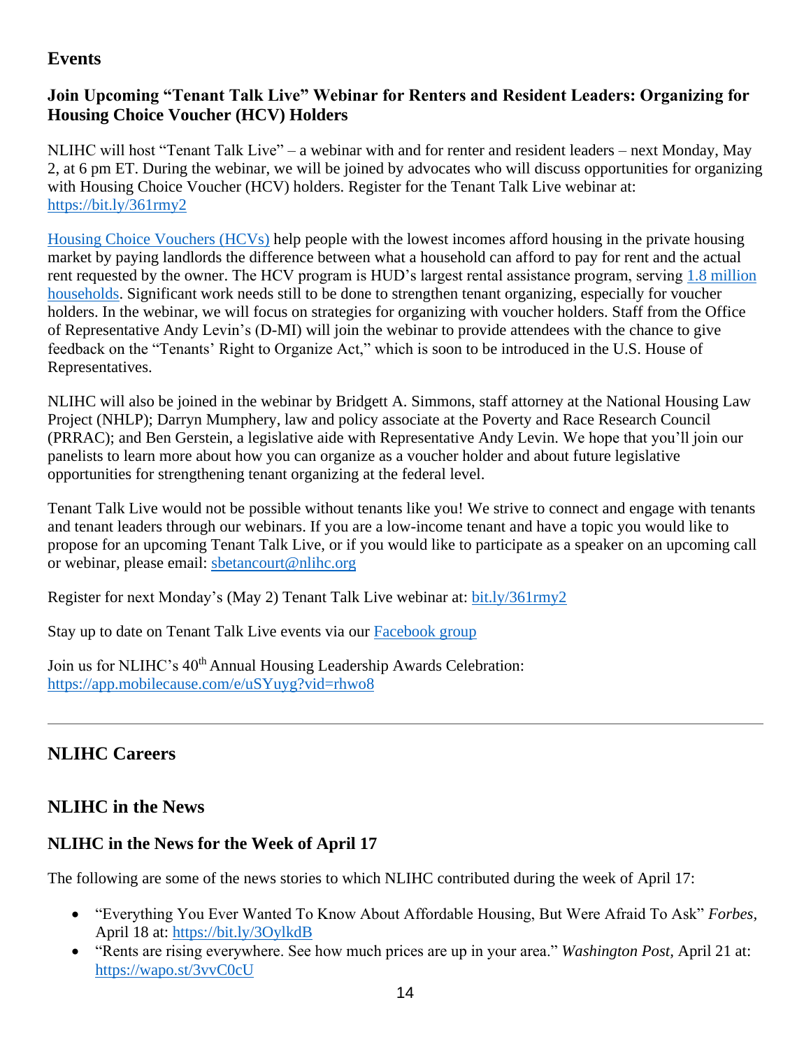## Events

### Join Upcoming "Tenant Talk Live" Webinar for Renters and Resident Leaders: Organizing for Housing Choice Voucher (HCV) Holders

NLIHC will host "Tenant Talk Live" – a webinar with and for renter and resident leaders – next Monday, May 2, at 6 pm ET. During the webinar, we will be joined by advocates who will discuss opportunities for organizing with Housing Choice Voucher (HCV) holders. Register for the Tenant Talk Live webinar at: https://bit.ly/361rmy2

Housing Choice Vouchers (HCVs) help people with the lowest incomes afford housing in the private housing market by paying landlords the difference between what a household can afford to pay for rent and the actual rent requested by the owner. The HCV program is HUD's largest rental assistance program, serving 1.8 million households. Significant work needs still to be done to strengthen tenant organizing, especially for voucher holders. In the webinar, we will focus on strategies for organizing with voucher holders. Staff from the Office of Representative Andy Levin's (D-MI) will join the webinar to provide attendees with the chance to give feedback on the "Tenants' Right to Organize Act," which is soon to be introduced in the U.S. House of Representatives.

NLIHC will also be joined in the webinar by Bridgett A. Simmons, staff attorney at the National Housing Law Project (NHLP); Darryn Mumphery, law and policy associate at the Poverty and Race Research Council (PRRAC); and Ben Gerstein, a legislative aide with Representative Andy Levin. We hope that you'll join our panelists to learn more about how you can organize as a voucher holder and about future legislative opportunities for strengthening tenant organizing at the federal level.

Tenant Talk Live would not be possible without tenants like you! We strive to connect and engage with tenants and tenant leaders through our webinars. If you are a low-income tenant and have a topic you would like to propose for an upcoming Tenant Talk Live, or if you would like to participate as a speaker on an upcoming call or webinar, please email: sbetancourt@nlihc.org

Register for next Monday's (May 2) Tenant Talk Live webinar at: bit.ly/361rmy2

Stay up to date on Tenant Talk Live events via our Facebook group

Join us for NLIHC's 40th Annual Housing Leadership Awards Celebration: https://app.mobilecause.com/e/uSYuyg?vid=rhwo8

---

## NLIHC Careers

## NLIHC in the News

### NLIHC in the News for the Week of April 17

The following are some of the news stories to which NLIHC contributed during the week of April 17:

- "Everything You Ever Wanted To Know About Affordable Housing, But Were Afraid To Ask" *Forbes*, April 18 at: https://bit.ly/3OylkdB
- "Rents are rising everywhere. See how much prices are up in your area." *Washington Post*, April 21 at: https://wapo.st/3vvC0cU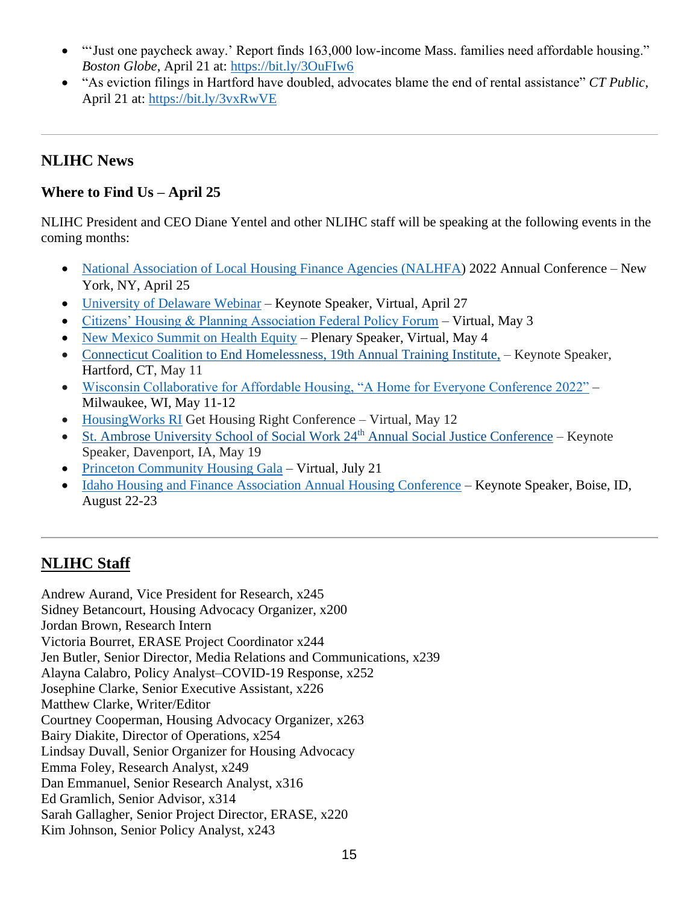- "'Just one paycheck away.' Report finds 163,000 low-income Mass. families need affordable housing." *Boston Globe*, April 21 at: https://bit.ly/3OuFIw6
- "As eviction filings in Hartford have doubled, advocates blame the end of rental assistance" *CT Public*, April 21 at: https://bit.ly/3vxRwVE

---

## NLIHC News

### Where to Find Us – April 25

NLIHC President and CEO Diane Yentel and other NLIHC staff will be speaking at the following events in the coming months:

- National Association of Local Housing Finance Agencies (NALHFA) 2022 Annual Conference – New York, NY, April 25
- University of Delaware Webinar – Keynote Speaker, Virtual, April 27
- Citizens' Housing & Planning Association Federal Policy Forum – Virtual, May 3
- New Mexico Summit on Health Equity – Plenary Speaker, Virtual, May 4
- Connecticut Coalition to End Homelessness, 19th Annual Training Institute, – Keynote Speaker, Hartford, CT, May 11
- Wisconsin Collaborative for Affordable Housing, "A Home for Everyone Conference 2022" – Milwaukee, WI, May 11-12
- HousingWorks RI Get Housing Right Conference – Virtual, May 12
- St. Ambrose University School of Social Work 24th Annual Social Justice Conference – Keynote Speaker, Davenport, IA, May 19
- Princeton Community Housing Gala – Virtual, July 21
- Idaho Housing and Finance Association Annual Housing Conference – Keynote Speaker, Boise, ID, August 22-23

---

## NLIHC Staff

Andrew Aurand, Vice President for Research, x245
Sidney Betancourt, Housing Advocacy Organizer, x200
Jordan Brown, Research Intern
Victoria Bourret, ERASE Project Coordinator x244
Jen Butler, Senior Director, Media Relations and Communications, x239
Alayna Calabro, Policy Analyst–COVID-19 Response, x252
Josephine Clarke, Senior Executive Assistant, x226
Matthew Clarke, Writer/Editor
Courtney Cooperman, Housing Advocacy Organizer, x263
Bairy Diakite, Director of Operations, x254
Lindsay Duvall, Senior Organizer for Housing Advocacy
Emma Foley, Research Analyst, x249
Dan Emmanuel, Senior Research Analyst, x316
Ed Gramlich, Senior Advisor, x314
Sarah Gallagher, Senior Project Director, ERASE, x220
Kim Johnson, Senior Policy Analyst, x243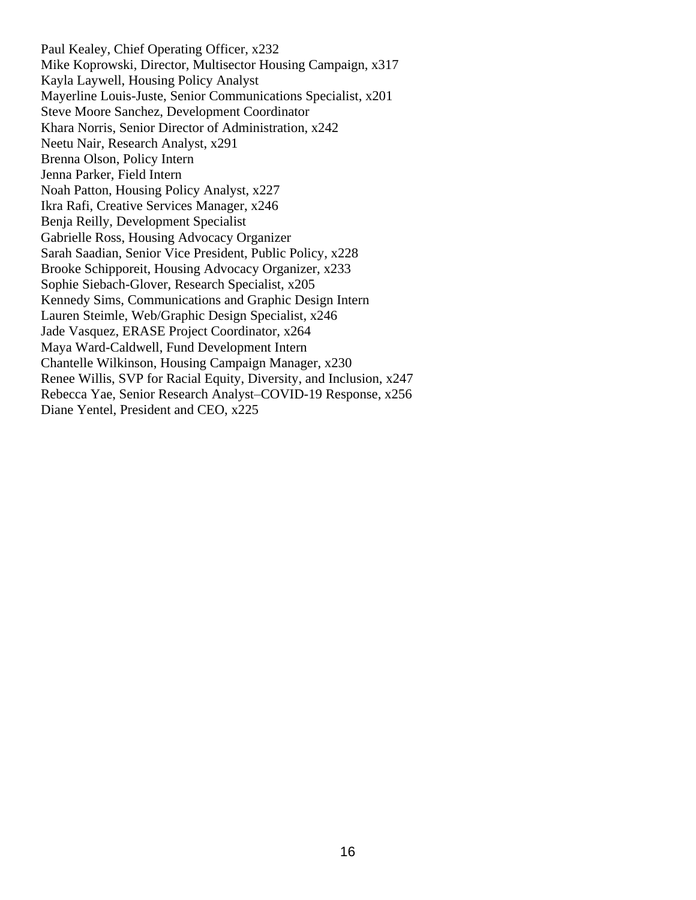Paul Kealey, Chief Operating Officer, x232
Mike Koprowski, Director, Multisector Housing Campaign, x317
Kayla Laywell, Housing Policy Analyst
Mayerline Louis-Juste, Senior Communications Specialist, x201
Steve Moore Sanchez, Development Coordinator
Khara Norris, Senior Director of Administration, x242
Neetu Nair, Research Analyst, x291
Brenna Olson, Policy Intern
Jenna Parker, Field Intern
Noah Patton, Housing Policy Analyst, x227
Ikra Rafi, Creative Services Manager, x246
Benja Reilly, Development Specialist
Gabrielle Ross, Housing Advocacy Organizer
Sarah Saadian, Senior Vice President, Public Policy, x228
Brooke Schipporeit, Housing Advocacy Organizer, x233
Sophie Siebach-Glover, Research Specialist, x205
Kennedy Sims, Communications and Graphic Design Intern
Lauren Steimle, Web/Graphic Design Specialist, x246
Jade Vasquez, ERASE Project Coordinator, x264
Maya Ward-Caldwell, Fund Development Intern
Chantelle Wilkinson, Housing Campaign Manager, x230
Renee Willis, SVP for Racial Equity, Diversity, and Inclusion, x247
Rebecca Yae, Senior Research Analyst–COVID-19 Response, x256
Diane Yentel, President and CEO, x225